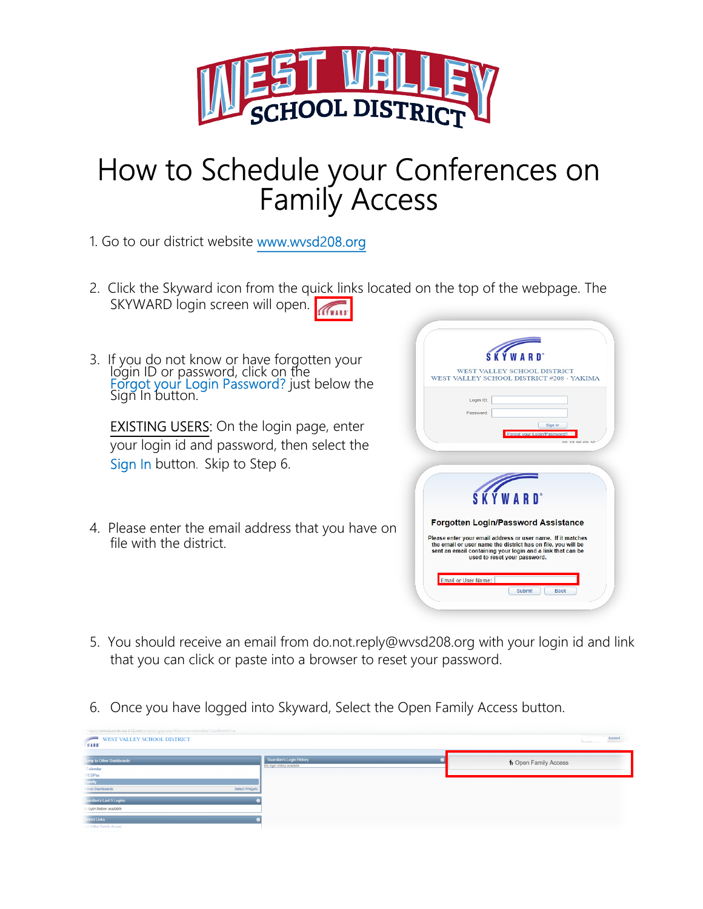# How to Schedule your Conferences on Family Access

1. Go to our district website www.wvsd208.org

2. Click the Skyward icon from the quick links located on the top of the webpage. The SKYWARD login screen will open.

3. If you do not know or have forgotten your login ID or password, click on the Forgot your Login Password? just below the Sign In button.

   EXISTING USERS: On the login page, enter your login id and password, then select the Sign In button. Skip to Step 6.

4. Please enter the email address that you have on file with the district.

5. You should receive an email from do.not.reply@wvsd208.org with your login id and link that you can click or paste into a browser to reset your password.

6. Once you have logged into Skyward, Select the Open Family Access button.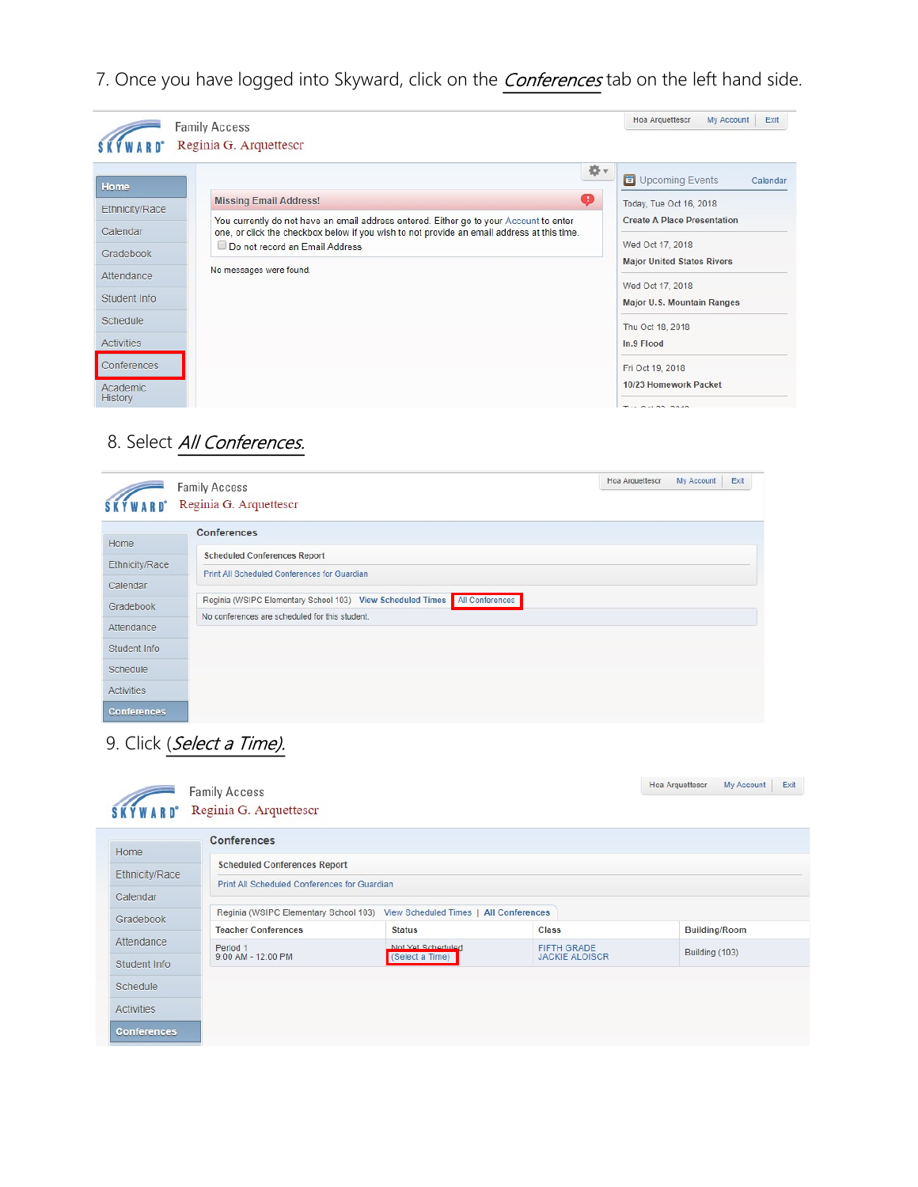7. Once you have logged into Skyward, click on the *Conferences* tab on the left hand side.

Family Access
Reginia G. Arquettescr

Hoa Arquettescr | My Account | Exit

- Home
- Ethnicity/Race
- Calendar
- Gradebook
- Attendance
- Student Info
- Schedule
- Activities
- Conferences
- Academic History

**Missing Email Address!**

You currently do not have an email address entered. Either go to your Account to enter one, or click the checkbox below if you wish to not provide an email address at this time.

Do not record an Email Address

No messages were found.

**Upcoming Events** Calendar

Today, Tue Oct 16, 2018
Create A Place Presentation

Wed Oct 17, 2018
Major United States Rivers

Wed Oct 17, 2018
Major U.S. Mountain Ranges

Thu Oct 18, 2018
In.9 Flood

Fri Oct 19, 2018
10/23 Homework Packet

8. Select *All Conferences.*

Family Access
Reginia G. Arquettescr

Hoa Arquettescr | My Account | Exit

- Home
- Ethnicity/Race
- Calendar
- Gradebook
- Attendance
- Student Info
- Schedule
- Activities
- Conferences

**Conferences**

Scheduled Conferences Report

Print All Scheduled Conferences for Guardian

Reginia (WSIPC Elementary School 103) View Scheduled Times | All Conferences

No conferences are scheduled for this student.

9. Click *(Select a Time).*

Family Access
Reginia G. Arquettescr

Hoa Arquettescr | My Account | Exit

- Home
- Ethnicity/Race
- Calendar
- Gradebook
- Attendance
- Student Info
- Schedule
- Activities
- Conferences

**Conferences**

Scheduled Conferences Report

Print All Scheduled Conferences for Guardian

Reginia (WSIPC Elementary School 103) View Scheduled Times | All Conferences

| Teacher Conferences | Status | Class | Building/Room |
|---|---|---|---|
| Period 1 9:00 AM - 12:00 PM | Not Yet Scheduled (Select a Time) | FIFTH GRADE JACKIE ALOISCR | Building (103) |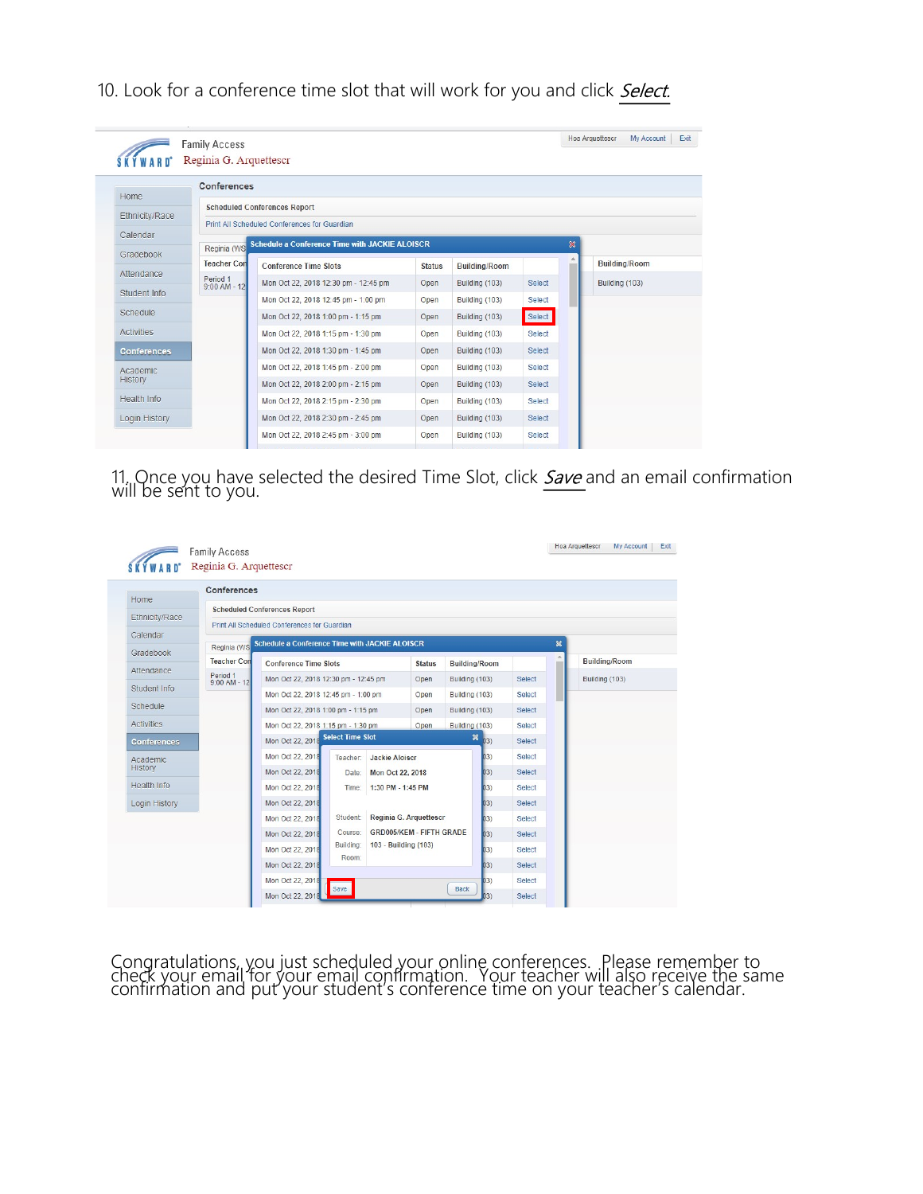10. Look for a conference time slot that will work for you and click *Select.*

11. Once you have selected the desired Time Slot, click *Save* and an email confirmation will be sent to you.

Congratulations, you just scheduled your online conferences. Please remember to check your email for your email confirmation. Your teacher will also receive the same confirmation and put your student's conference time on your teacher's calendar.